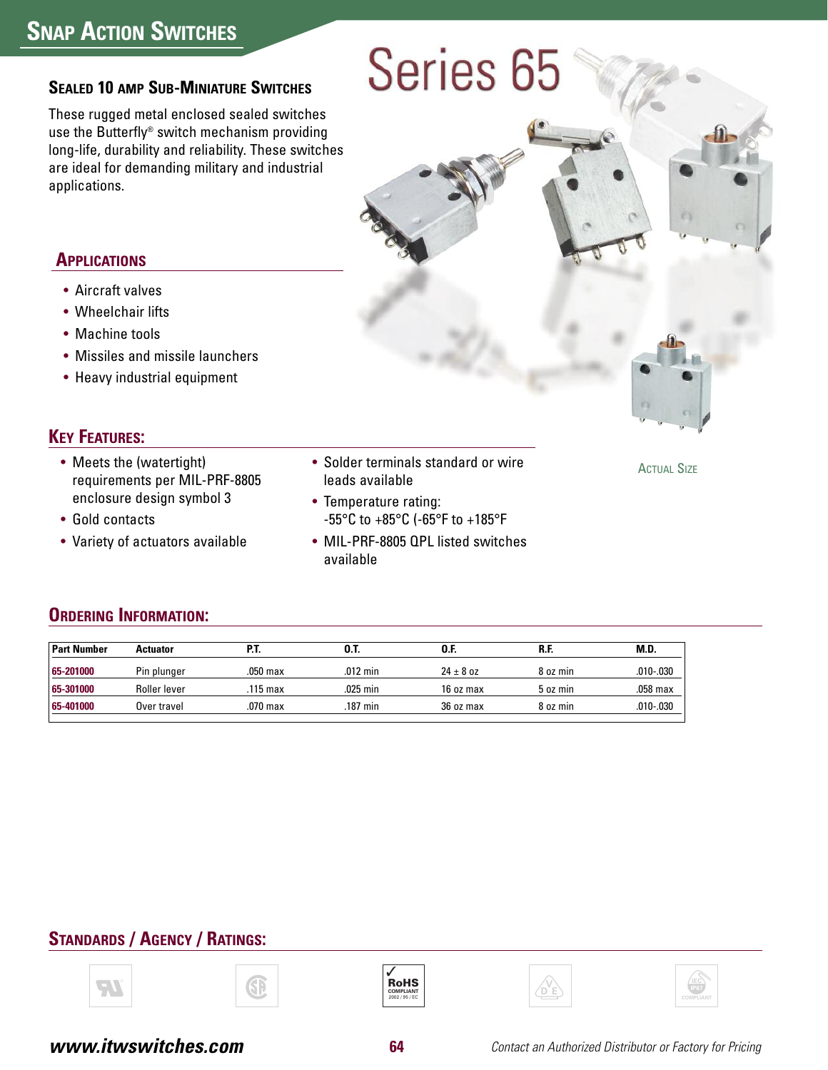# Snap Action Switches

## Series 65

### Sealed 10 amp Sub-Miniature Switches

These rugged metal enclosed sealed switches use the Butterfly® switch mechanism providing long-life, durability and reliability. These switches are ideal for demanding military and industrial applications.

### Applications

- Aircraft valves
- Wheelchair lifts
- Machine tools
- Missiles and missile launchers
- Heavy industrial equipment

Actual Size

### Key Features:

- Meets the (watertight) requirements per MIL-PRF-8805 enclosure design symbol 3
- Gold contacts
- Variety of actuators available
- Solder terminals standard or wire leads available
- Temperature rating: -55°C to +85°C (-65°F to +185°F
- MIL-PRF-8805 QPL listed switches available

### Ordering Information:

| Part Number | Actuator | P.T. | O.T. | O.F. | R.F. | M.D. |
|---|---|---|---|---|---|---|
| 65-201000 | Pin plunger | .050 max | .012 min | 24 ± 8 oz | 8 oz min | .010-.030 |
| 65-301000 | Roller lever | .115 max | .025 min | 16 oz max | 5 oz min | .058 max |
| 65-401000 | Over travel | .070 max | .187 min | 36 oz max | 8 oz min | .010-.030 |

### Standards / Agency / Ratings:

RoHS COMPLIANT 2002 / 95 / EC

**www.itwswitches.com**

*Contact an Authorized Distributor or Factory for Pricing*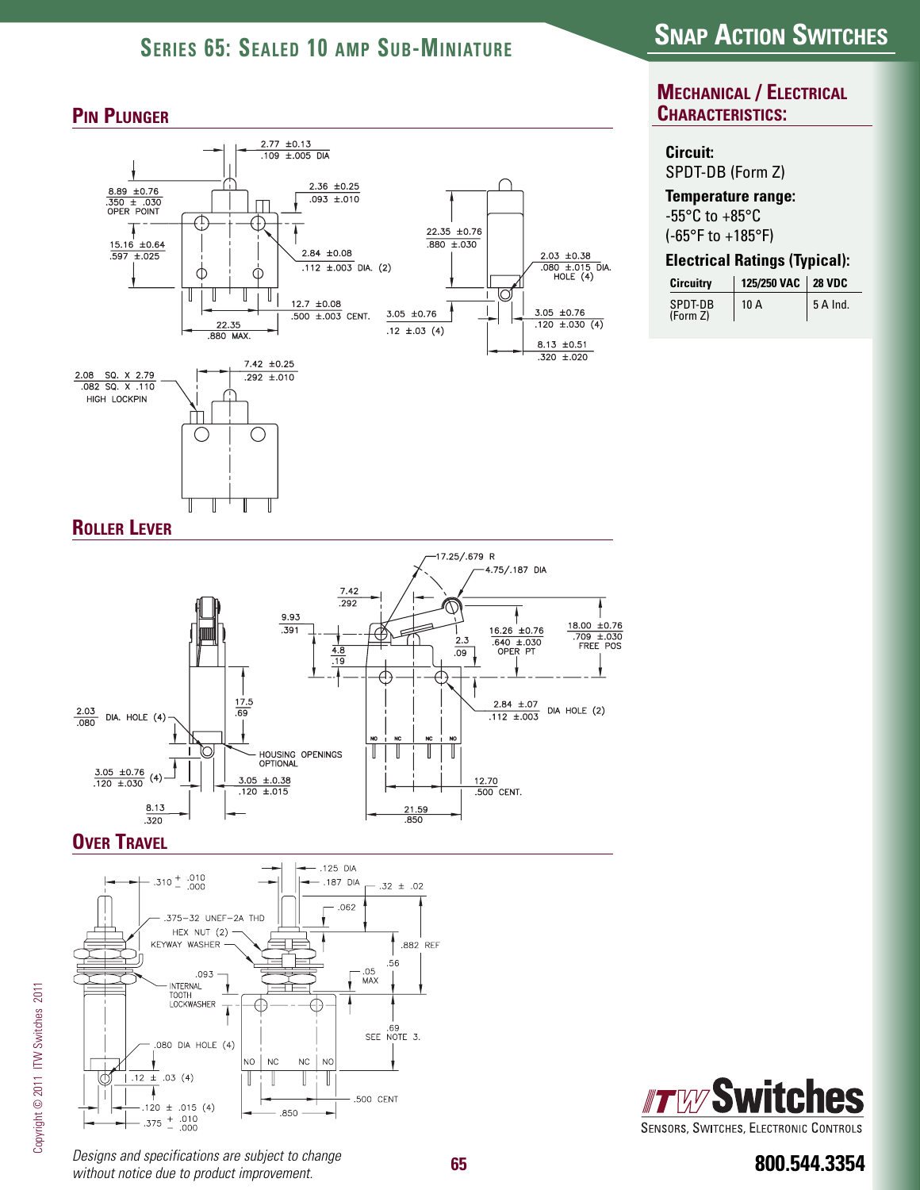# Series 65: Sealed 10 amp Sub-Miniature

## Snap Action Switches

## Pin Plunger

2.77 ±0.13
.109 ±.005 DIA

8.89 ±0.76
.350 ± .030
OPER POINT

2.36 ±0.25
.093 ±.010

15.16 ±0.64
.597 ±.025

2.84 ±0.08
.112 ±.003 DIA. (2)

22.35 ±0.76
.880 ±.030

2.03 ±0.38
.080 ±.015 DIA.
HOLE (4)

12.7 ±0.08
.500 ±.003 CENT.

22.35
.880 MAX.

3.05 ±0.76
.12 ±.03 (4)

3.05 ±0.76
.120 ±.030 (4)

8.13 ±0.51
.320 ±.020

2.08 SQ. X 2.79
.082 SQ. X .110
HIGH LOCKPIN

7.42 ±0.25
.292 ±.010

## Roller Lever

17.25/.679 R

4.75/.187 DIA

7.42
.292

9.93
.391

4.8
.19

2.3
.09

16.26 ±0.76
.640 ±.030
OPER PT

18.00 ±0.76
.709 ±.030
FREE POS

17.5
.69

2.03
.080 DIA. HOLE (4)

2.84 ±.07
.112 ±.003 DIA HOLE (2)

NO NC NC NO

HOUSING OPENINGS
OPTIONAL

3.05 ±0.76
.120 ±.030 (4)

3.05 ±0.38
.120 ±.015

12.70
.500 CENT.

8.13
.320

21.59
.850

## Over Travel

.310 + .010 − .000

.125 DIA

.187 DIA

.32 ± .02

.062

.375–32 UNEF–2A THD

HEX NUT (2)

KEYWAY WASHER

.882 REF

.56

.093

INTERNAL
TOOTH
LOCKWASHER

.05
MAX

.69
SEE NOTE 3.

.080 DIA HOLE (4)

NO NC NC NO

.12 ± .03 (4)

.120 ± .015 (4)

.375 + .010 − .000

.500 CENT

.850

## Mechanical / Electrical Characteristics:

**Circuit:**
SPDT-DB (Form Z)

**Temperature range:**
-55°C to +85°C
(-65°F to +185°F)

**Electrical Ratings (Typical):**

| Circuitry | 125/250 VAC | 28 VDC |
|---|---|---|
| SPDT-DB (Form Z) | 10 A | 5 A Ind. |

Copyright © 2011 ITW Switches 2011

*Designs and specifications are subject to change without notice due to product improvement.*

ITW Switches
Sensors, Switches, Electronic Controls

800.544.3354